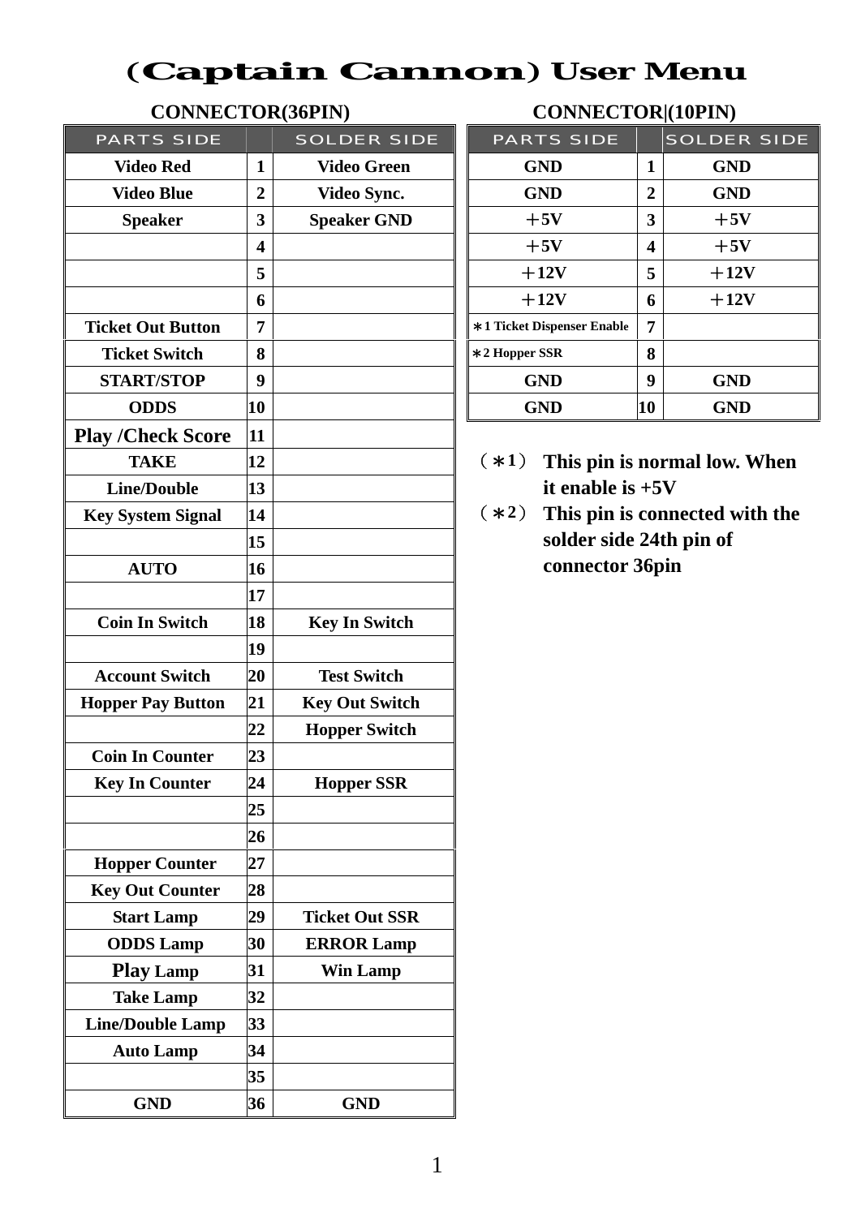# (Captain Cannon) User Menu

## CONNECTOR(36PIN)

| PARTS SIDE | | SOLDER SIDE |
|---|---|---|
| Video Red | 1 | Video Green |
| Video Blue | 2 | Video Sync. |
| Speaker | 3 | Speaker GND |
| | 4 | |
| | 5 | |
| | 6 | |
| Ticket Out Button | 7 | |
| Ticket Switch | 8 | |
| START/STOP | 9 | |
| ODDS | 10 | |
| Play /Check Score | 11 | |
| TAKE | 12 | |
| Line/Double | 13 | |
| Key System Signal | 14 | |
| | 15 | |
| AUTO | 16 | |
| | 17 | |
| Coin In Switch | 18 | Key In Switch |
| | 19 | |
| Account Switch | 20 | Test Switch |
| Hopper Pay Button | 21 | Key Out Switch |
| | 22 | Hopper Switch |
| Coin In Counter | 23 | |
| Key In Counter | 24 | Hopper SSR |
| | 25 | |
| | 26 | |
| Hopper Counter | 27 | |
| Key Out Counter | 28 | |
| Start Lamp | 29 | Ticket Out SSR |
| ODDS Lamp | 30 | ERROR Lamp |
| Play Lamp | 31 | Win Lamp |
| Take Lamp | 32 | |
| Line/Double Lamp | 33 | |
| Auto Lamp | 34 | |
| | 35 | |
| GND | 36 | GND |

## CONNECTOR|(10PIN)

| PARTS SIDE | | SOLDER SIDE |
|---|---|---|
| GND | 1 | GND |
| GND | 2 | GND |
| ＋5V | 3 | ＋5V |
| ＋5V | 4 | ＋5V |
| ＋12V | 5 | ＋12V |
| ＋12V | 6 | ＋12V |
| ∗1 Ticket Dispenser Enable | 7 | |
| ∗2 Hopper SSR | 8 | |
| GND | 9 | GND |
| GND | 10 | GND |

（∗1） This pin is normal low. When it enable is +5V

（∗2） This pin is connected with the solder side 24th pin of connector 36pin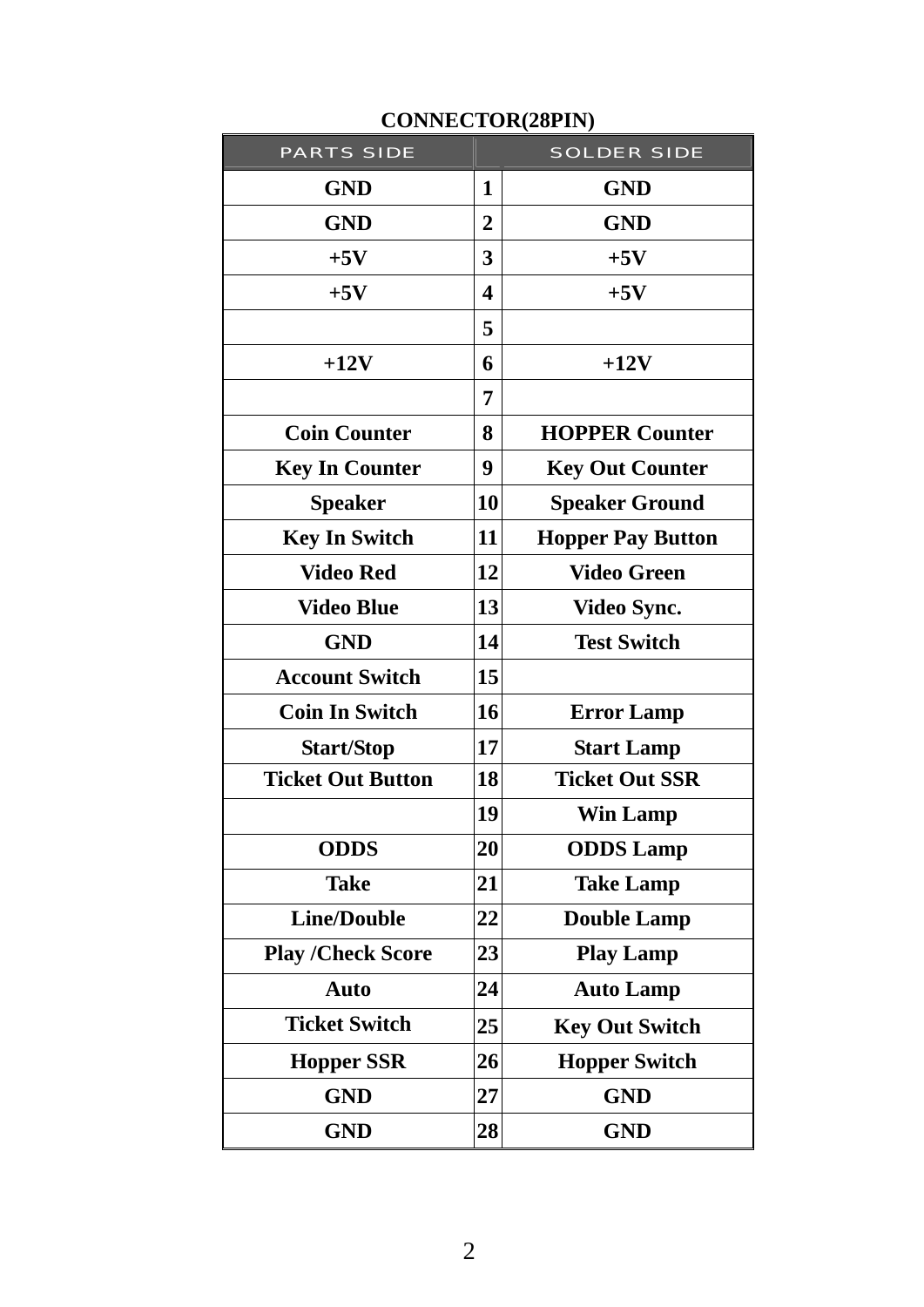**CONNECTOR(28PIN)**

| PARTS SIDE | | SOLDER SIDE |
|---|---|---|
| GND | 1 | GND |
| GND | 2 | GND |
| +5V | 3 | +5V |
| +5V | 4 | +5V |
| | 5 | |
| +12V | 6 | +12V |
| | 7 | |
| Coin Counter | 8 | HOPPER Counter |
| Key In Counter | 9 | Key Out Counter |
| Speaker | 10 | Speaker Ground |
| Key In Switch | 11 | Hopper Pay Button |
| Video Red | 12 | Video Green |
| Video Blue | 13 | Video Sync. |
| GND | 14 | Test Switch |
| Account Switch | 15 | |
| Coin In Switch | 16 | Error Lamp |
| Start/Stop | 17 | Start Lamp |
| Ticket Out Button | 18 | Ticket Out SSR |
| | 19 | Win Lamp |
| ODDS | 20 | ODDS Lamp |
| Take | 21 | Take Lamp |
| Line/Double | 22 | Double Lamp |
| Play /Check Score | 23 | Play Lamp |
| Auto | 24 | Auto Lamp |
| Ticket Switch | 25 | Key Out Switch |
| Hopper SSR | 26 | Hopper Switch |
| GND | 27 | GND |
| GND | 28 | GND |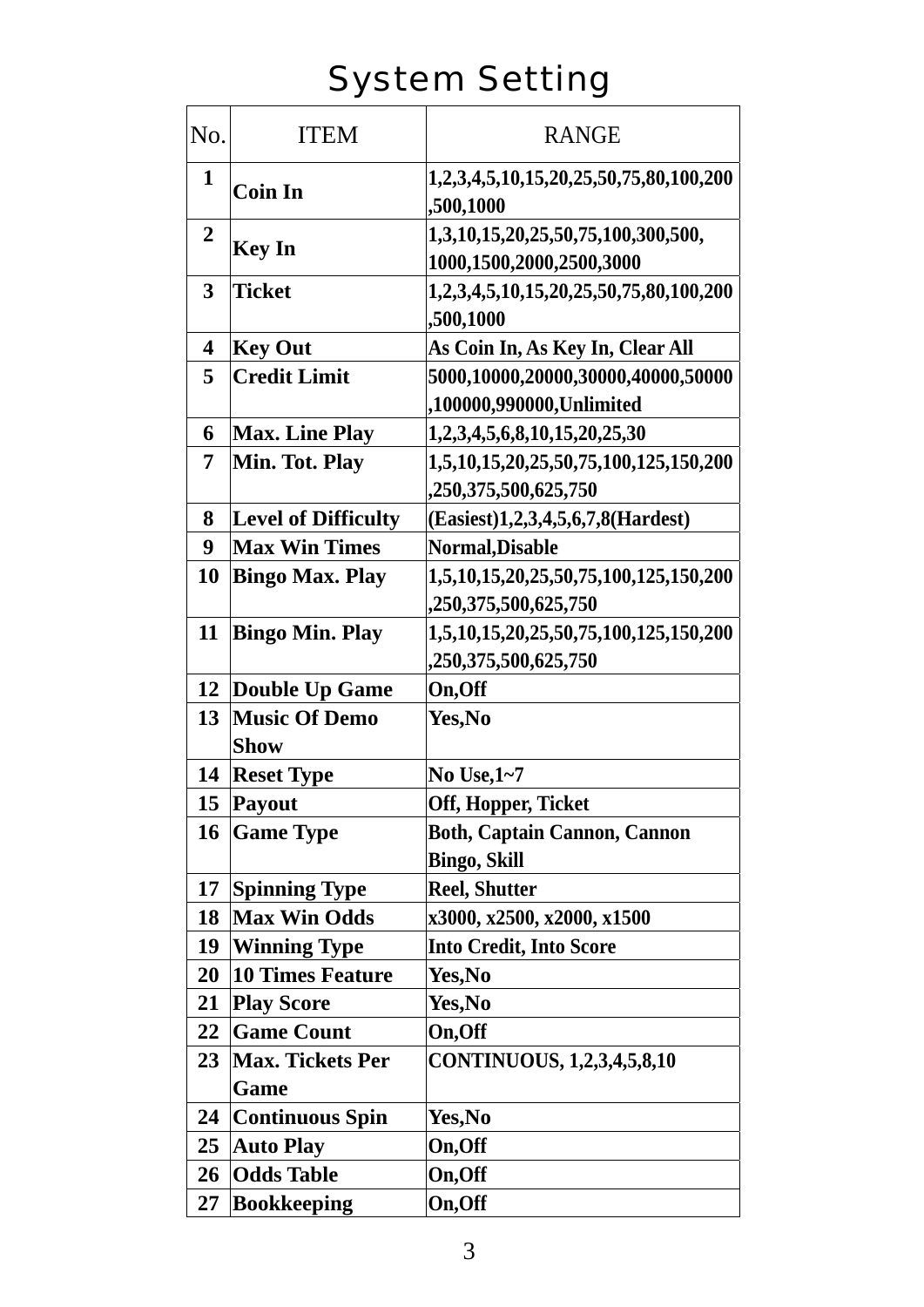# System Setting

| No. | ITEM | RANGE |
|---|---|---|
| 1 | **Coin In** | **1,2,3,4,5,10,15,20,25,50,75,80,100,200,500,1000** |
| 2 | **Key In** | **1,3,10,15,20,25,50,75,100,300,500, 1000,1500,2000,2500,3000** |
| 3 | **Ticket** | **1,2,3,4,5,10,15,20,25,50,75,80,100,200,500,1000** |
| 4 | **Key Out** | **As Coin In, As Key In, Clear All** |
| 5 | **Credit Limit** | **5000,10000,20000,30000,40000,50000,100000,990000,Unlimited** |
| 6 | **Max. Line Play** | **1,2,3,4,5,6,8,10,15,20,25,30** |
| 7 | **Min. Tot. Play** | **1,5,10,15,20,25,50,75,100,125,150,200,250,375,500,625,750** |
| 8 | **Level of Difficulty** | **(Easiest)1,2,3,4,5,6,7,8(Hardest)** |
| 9 | **Max Win Times** | **Normal,Disable** |
| 10 | **Bingo Max. Play** | **1,5,10,15,20,25,50,75,100,125,150,200,250,375,500,625,750** |
| 11 | **Bingo Min. Play** | **1,5,10,15,20,25,50,75,100,125,150,200,250,375,500,625,750** |
| 12 | **Double Up Game** | **On,Off** |
| 13 | **Music Of Demo Show** | **Yes,No** |
| 14 | **Reset Type** | **No Use,1~7** |
| 15 | **Payout** | **Off, Hopper, Ticket** |
| 16 | **Game Type** | **Both, Captain Cannon, Cannon Bingo, Skill** |
| 17 | **Spinning Type** | **Reel, Shutter** |
| 18 | **Max Win Odds** | **x3000, x2500, x2000, x1500** |
| 19 | **Winning Type** | **Into Credit, Into Score** |
| 20 | **10 Times Feature** | **Yes,No** |
| 21 | **Play Score** | **Yes,No** |
| 22 | **Game Count** | **On,Off** |
| 23 | **Max. Tickets Per Game** | **CONTINUOUS, 1,2,3,4,5,8,10** |
| 24 | **Continuous Spin** | **Yes,No** |
| 25 | **Auto Play** | **On,Off** |
| 26 | **Odds Table** | **On,Off** |
| 27 | **Bookkeeping** | **On,Off** |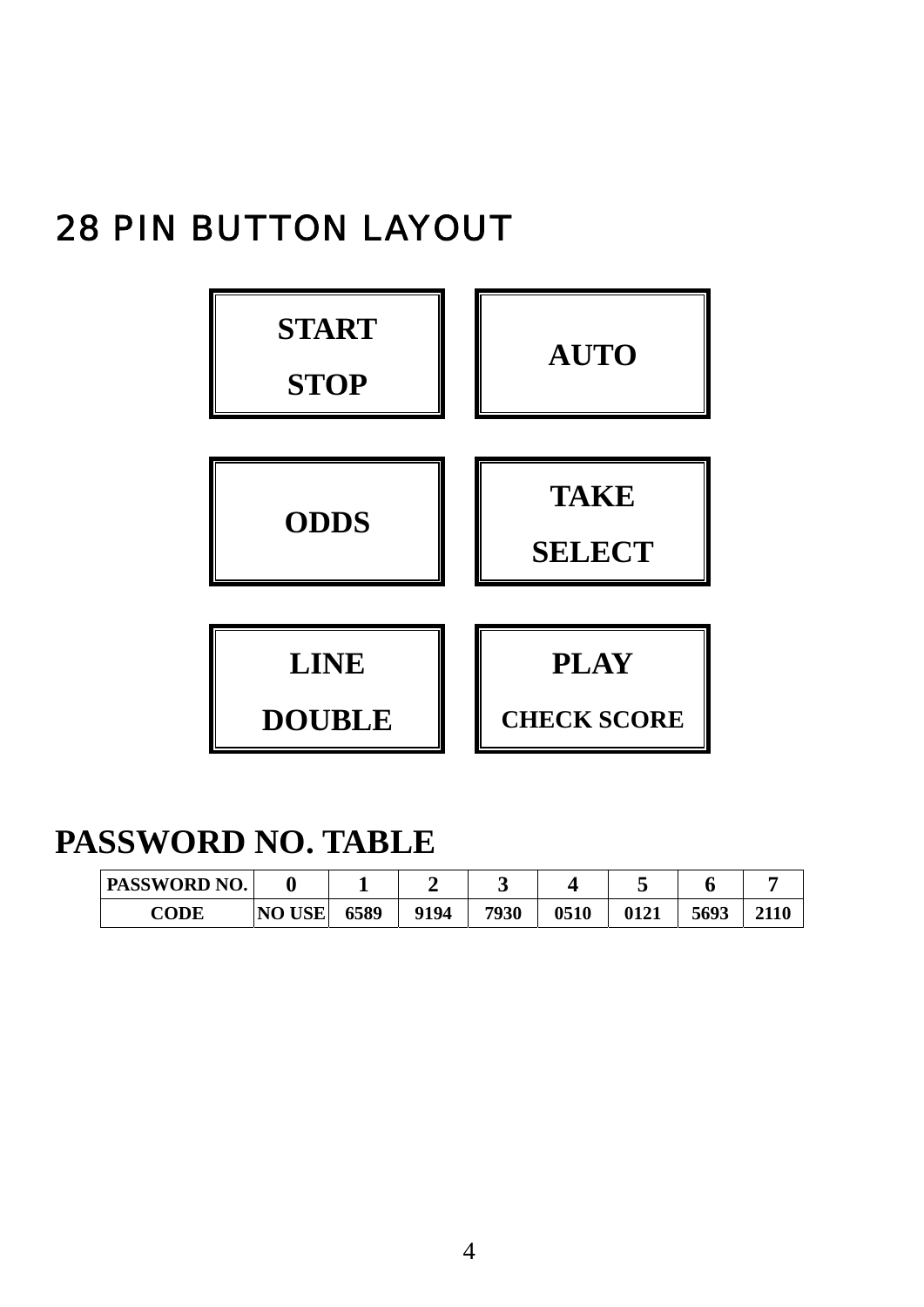## 28 PIN BUTTON LAYOUT

| | |
|---|---|
| **START STOP** | **AUTO** |
| **ODDS** | **TAKE SELECT** |
| **LINE DOUBLE** | **PLAY CHECK SCORE** |

## PASSWORD NO. TABLE

| PASSWORD NO. | 0 | 1 | 2 | 3 | 4 | 5 | 6 | 7 |
|---|---|---|---|---|---|---|---|---|
| CODE | NO USE | 6589 | 9194 | 7930 | 0510 | 0121 | 5693 | 2110 |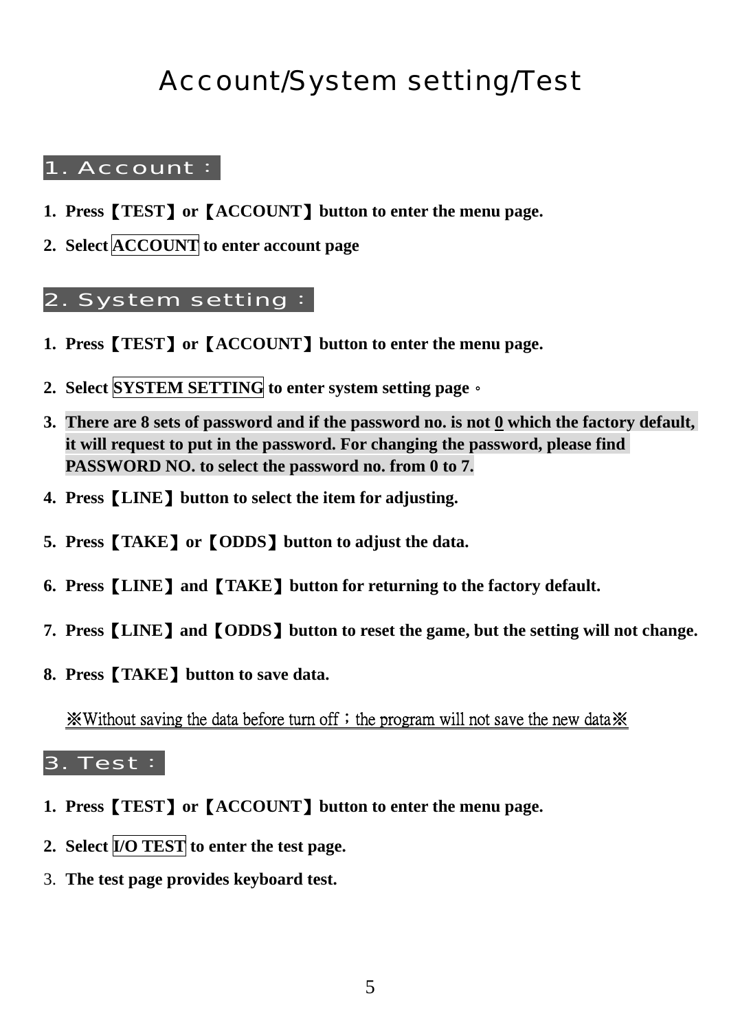# Account/System setting/Test

## 1. Account：

1. **Press【TEST】or【ACCOUNT】button to enter the menu page.**
2. **Select ACCOUNT to enter account page**

## 2. System setting：

1. **Press【TEST】or【ACCOUNT】button to enter the menu page.**
2. **Select SYSTEM SETTING to enter system setting page。**
3. **There are 8 sets of password and if the password no. is not 0 which the factory default, it will request to put in the password. For changing the password, please find PASSWORD NO. to select the password no. from 0 to 7.**
4. **Press【LINE】button to select the item for adjusting.**
5. **Press【TAKE】or【ODDS】button to adjust the data.**
6. **Press【LINE】and【TAKE】button for returning to the factory default.**
7. **Press【LINE】and【ODDS】button to reset the game, but the setting will not change.**
8. **Press【TAKE】button to save data.**

※Without saving the data before turn off；the program will not save the new data※

## 3. Test：

1. **Press【TEST】or【ACCOUNT】button to enter the menu page.**
2. **Select I/O TEST to enter the test page.**
3. **The test page provides keyboard test.**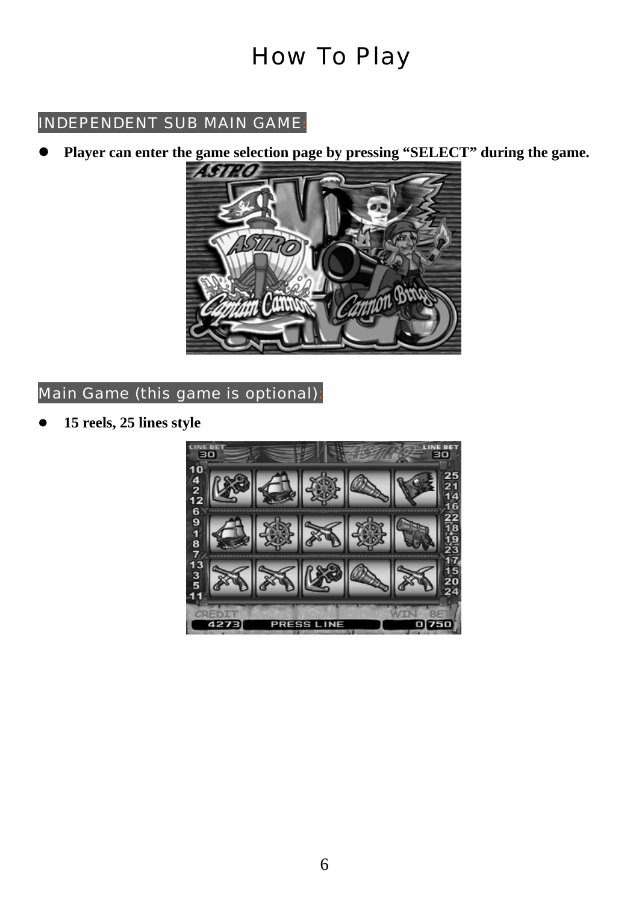# How To Play

## INDEPENDENT SUB MAIN GAME:

- **Player can enter the game selection page by pressing “SELECT” during the game.**

## Main Game (this game is optional):

- **15 reels, 25 lines style**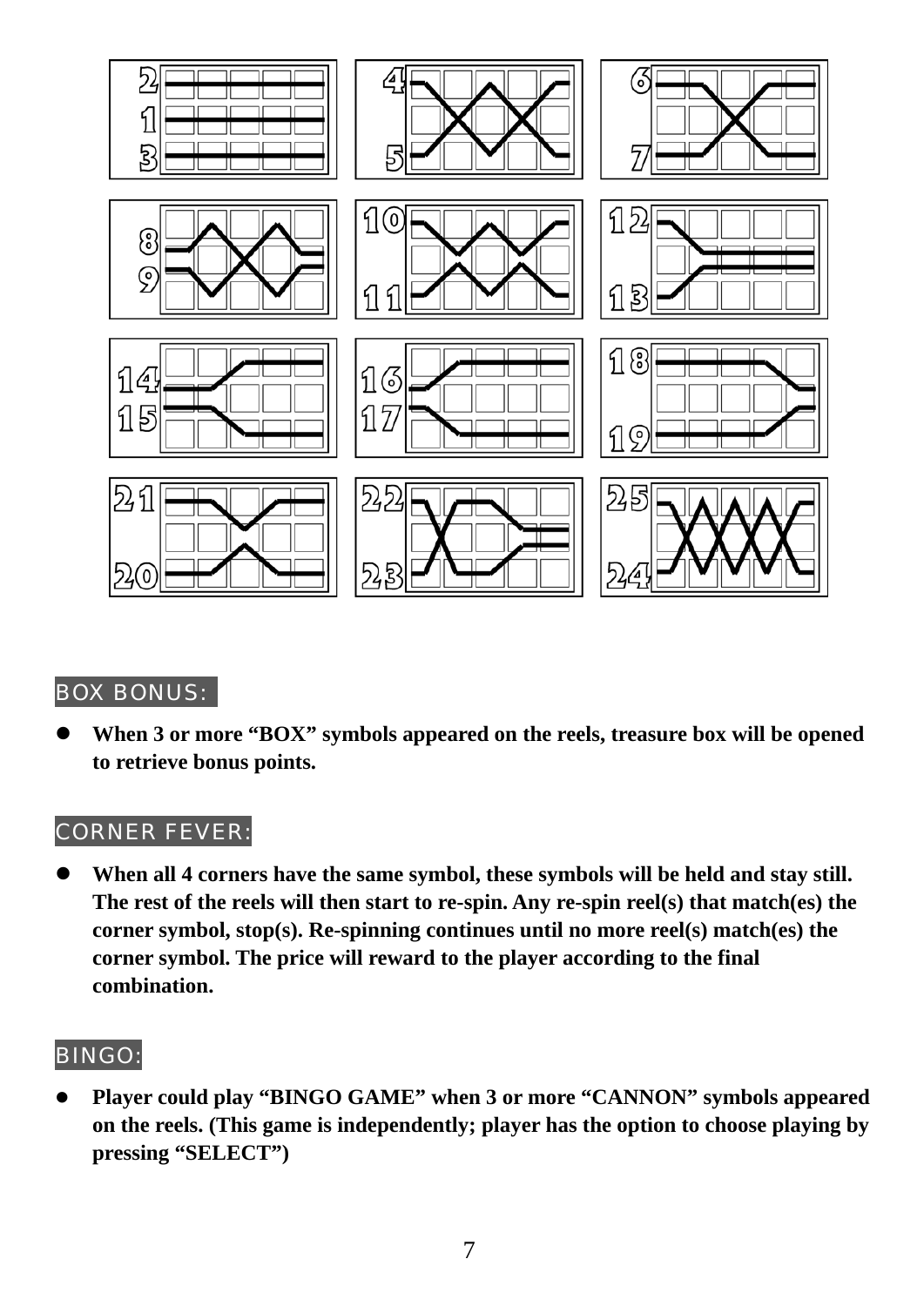## BOX BONUS:

- **When 3 or more "BOX" symbols appeared on the reels, treasure box will be opened to retrieve bonus points.**

## CORNER FEVER:

- **When all 4 corners have the same symbol, these symbols will be held and stay still. The rest of the reels will then start to re-spin. Any re-spin reel(s) that match(es) the corner symbol, stop(s). Re-spinning continues until no more reel(s) match(es) the corner symbol. The price will reward to the player according to the final combination.**

## BINGO:

- **Player could play "BINGO GAME" when 3 or more "CANNON" symbols appeared on the reels. (This game is independently; player has the option to choose playing by pressing "SELECT")**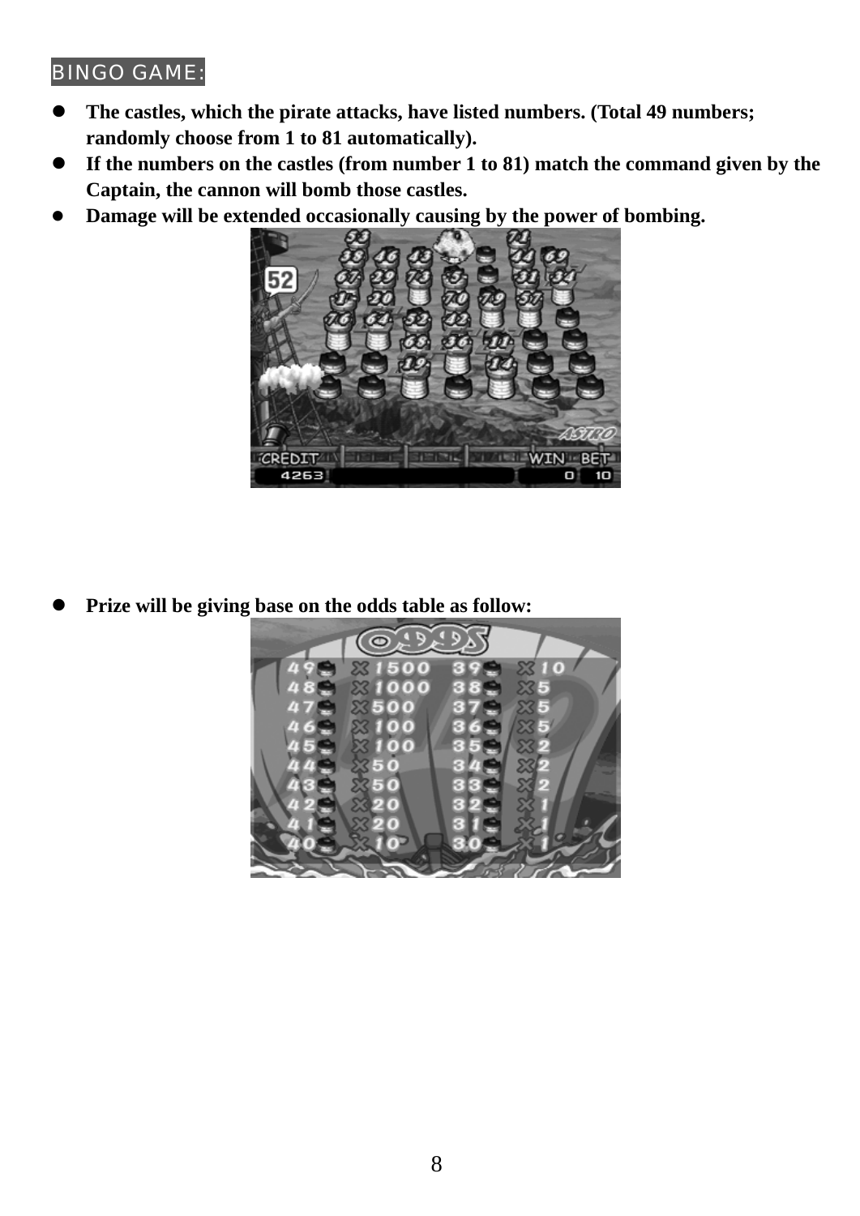BINGO GAME:

- **The castles, which the pirate attacks, have listed numbers. (Total 49 numbers; randomly choose from 1 to 81 automatically).**
- **If the numbers on the castles (from number 1 to 81) match the command given by the Captain, the cannon will bomb those castles.**
- **Damage will be extended occasionally causing by the power of bombing.**

- **Prize will be giving base on the odds table as follow:**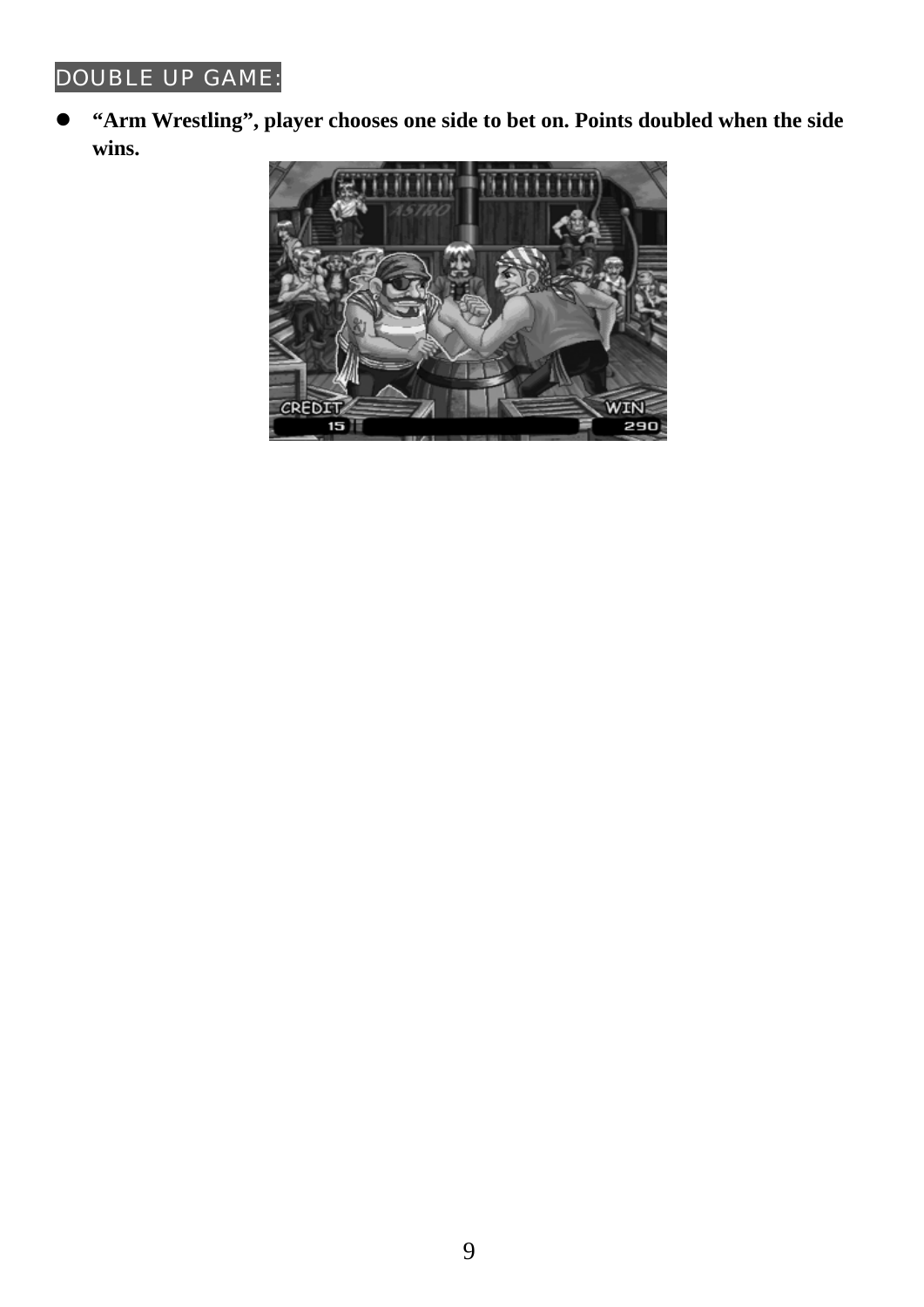## DOUBLE UP GAME:

- **"Arm Wrestling", player chooses one side to bet on. Points doubled when the side wins.**